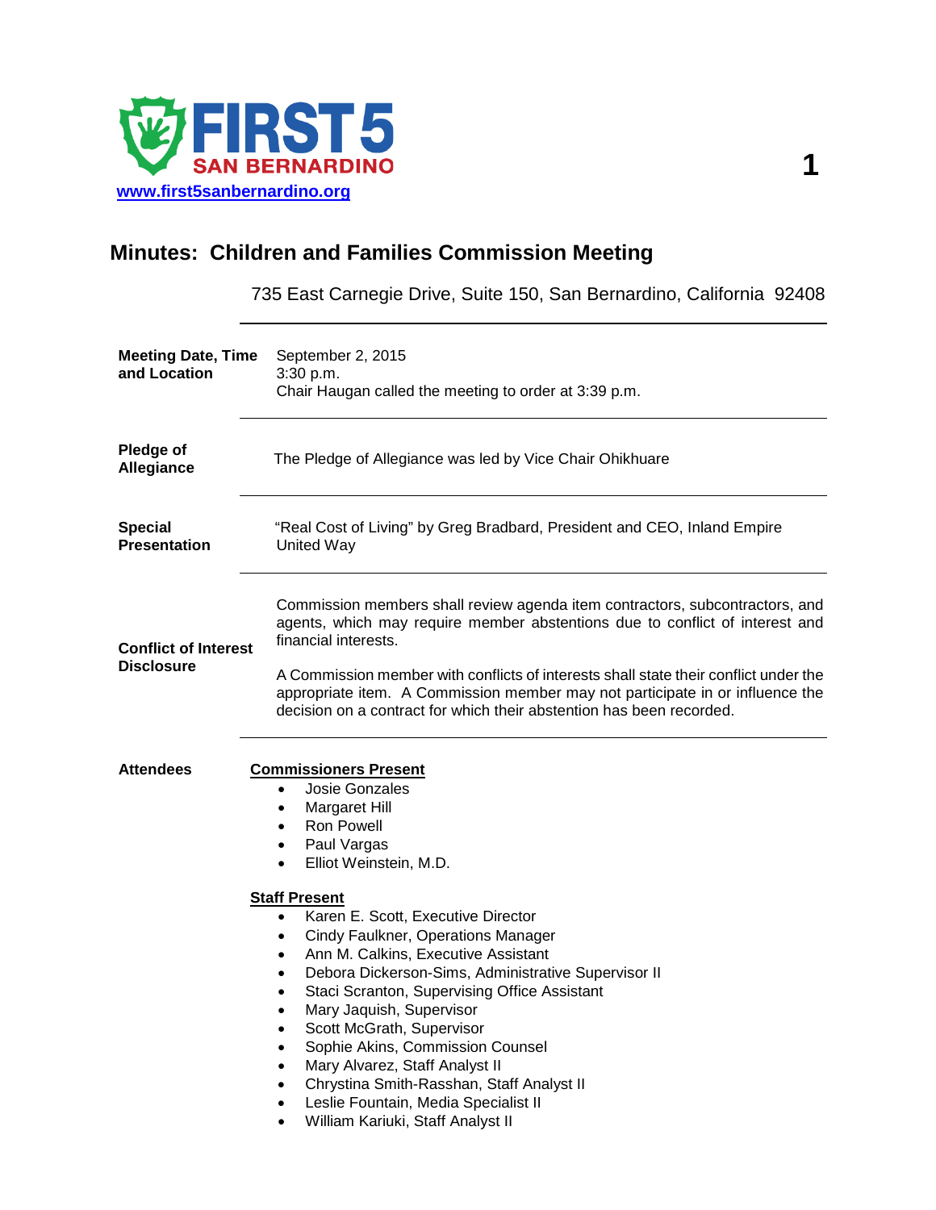**FIRST 5 SAN BERNARDINO**

www.first5sanbernardino.org

# Minutes: Children and Families Commission Meeting

735 East Carnegie Drive, Suite 150, San Bernardino, California 92408

| | |
|---|---|
| **Meeting Date, Time and Location** | September 2, 2015<br>3:30 p.m.<br>Chair Haugan called the meeting to order at 3:39 p.m. |
| **Pledge of Allegiance** | The Pledge of Allegiance was led by Vice Chair Ohikhuare |
| **Special Presentation** | "Real Cost of Living" by Greg Bradbard, President and CEO, Inland Empire United Way |
| **Conflict of Interest Disclosure** | Commission members shall review agenda item contractors, subcontractors, and agents, which may require member abstentions due to conflict of interest and financial interests.<br><br>A Commission member with conflicts of interests shall state their conflict under the appropriate item. A Commission member may not participate in or influence the decision on a contract for which their abstention has been recorded. |

**Attendees**

**Commissioners Present**

- Josie Gonzales
- Margaret Hill
- Ron Powell
- Paul Vargas
- Elliot Weinstein, M.D.

**Staff Present**

- Karen E. Scott, Executive Director
- Cindy Faulkner, Operations Manager
- Ann M. Calkins, Executive Assistant
- Debora Dickerson-Sims, Administrative Supervisor II
- Staci Scranton, Supervising Office Assistant
- Mary Jaquish, Supervisor
- Scott McGrath, Supervisor
- Sophie Akins, Commission Counsel
- Mary Alvarez, Staff Analyst II
- Chrystina Smith-Rasshan, Staff Analyst II
- Leslie Fountain, Media Specialist II
- William Kariuki, Staff Analyst II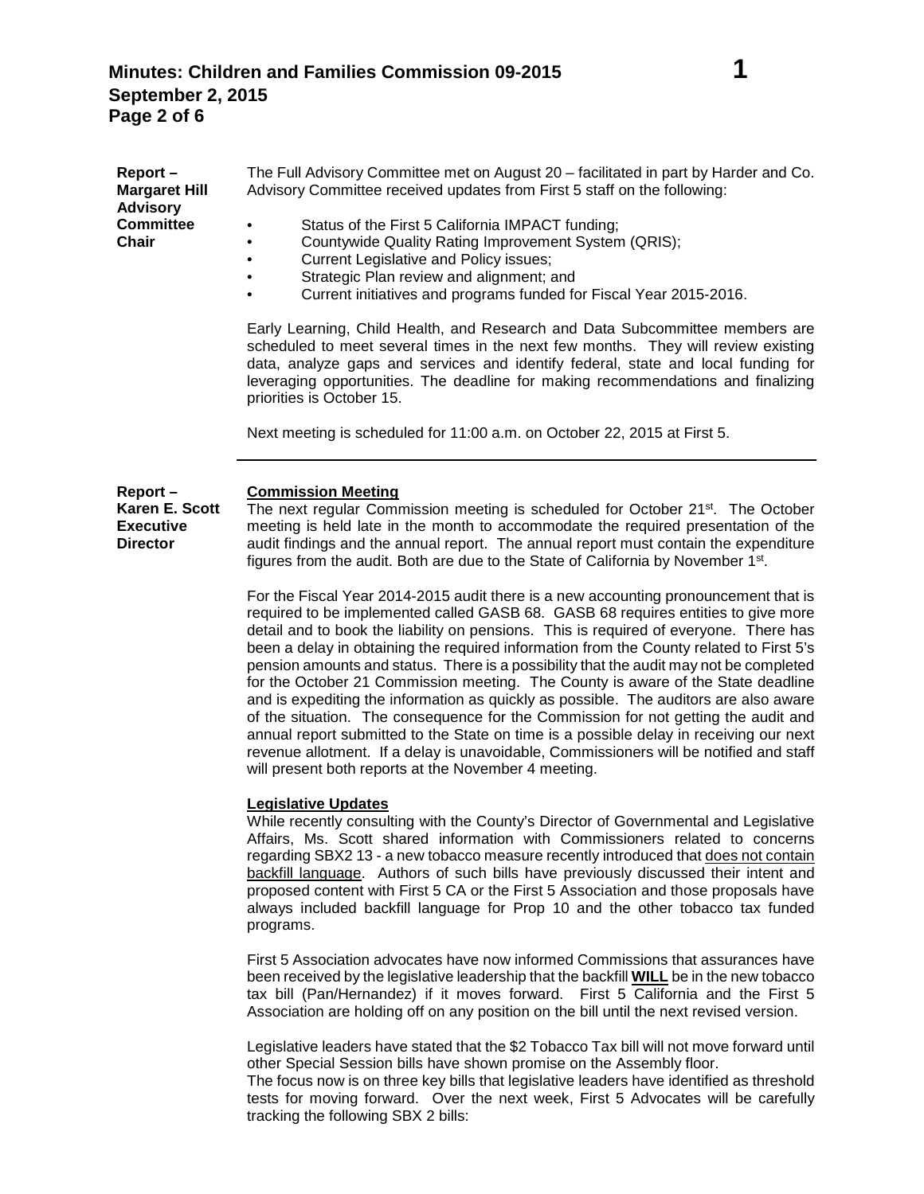**Report – Margaret Hill Advisory Committee Chair**

The Full Advisory Committee met on August 20 – facilitated in part by Harder and Co. Advisory Committee received updates from First 5 staff on the following:

- Status of the First 5 California IMPACT funding;
- Countywide Quality Rating Improvement System (QRIS);
- Current Legislative and Policy issues;
- Strategic Plan review and alignment; and
- Current initiatives and programs funded for Fiscal Year 2015-2016.

Early Learning, Child Health, and Research and Data Subcommittee members are scheduled to meet several times in the next few months. They will review existing data, analyze gaps and services and identify federal, state and local funding for leveraging opportunities. The deadline for making recommendations and finalizing priorities is October 15.

Next meeting is scheduled for 11:00 a.m. on October 22, 2015 at First 5.

---

**Report – Karen E. Scott Executive Director**

**Commission Meeting**

The next regular Commission meeting is scheduled for October 21st. The October meeting is held late in the month to accommodate the required presentation of the audit findings and the annual report. The annual report must contain the expenditure figures from the audit. Both are due to the State of California by November 1st.

For the Fiscal Year 2014-2015 audit there is a new accounting pronouncement that is required to be implemented called GASB 68. GASB 68 requires entities to give more detail and to book the liability on pensions. This is required of everyone. There has been a delay in obtaining the required information from the County related to First 5's pension amounts and status. There is a possibility that the audit may not be completed for the October 21 Commission meeting. The County is aware of the State deadline and is expediting the information as quickly as possible. The auditors are also aware of the situation. The consequence for the Commission for not getting the audit and annual report submitted to the State on time is a possible delay in receiving our next revenue allotment. If a delay is unavoidable, Commissioners will be notified and staff will present both reports at the November 4 meeting.

**Legislative Updates**

While recently consulting with the County's Director of Governmental and Legislative Affairs, Ms. Scott shared information with Commissioners related to concerns regarding SBX2 13 - a new tobacco measure recently introduced that does not contain backfill language. Authors of such bills have previously discussed their intent and proposed content with First 5 CA or the First 5 Association and those proposals have always included backfill language for Prop 10 and the other tobacco tax funded programs.

First 5 Association advocates have now informed Commissions that assurances have been received by the legislative leadership that the backfill **WILL** be in the new tobacco tax bill (Pan/Hernandez) if it moves forward. First 5 California and the First 5 Association are holding off on any position on the bill until the next revised version.

Legislative leaders have stated that the $2 Tobacco Tax bill will not move forward until other Special Session bills have shown promise on the Assembly floor.
The focus now is on three key bills that legislative leaders have identified as threshold tests for moving forward. Over the next week, First 5 Advocates will be carefully tracking the following SBX 2 bills: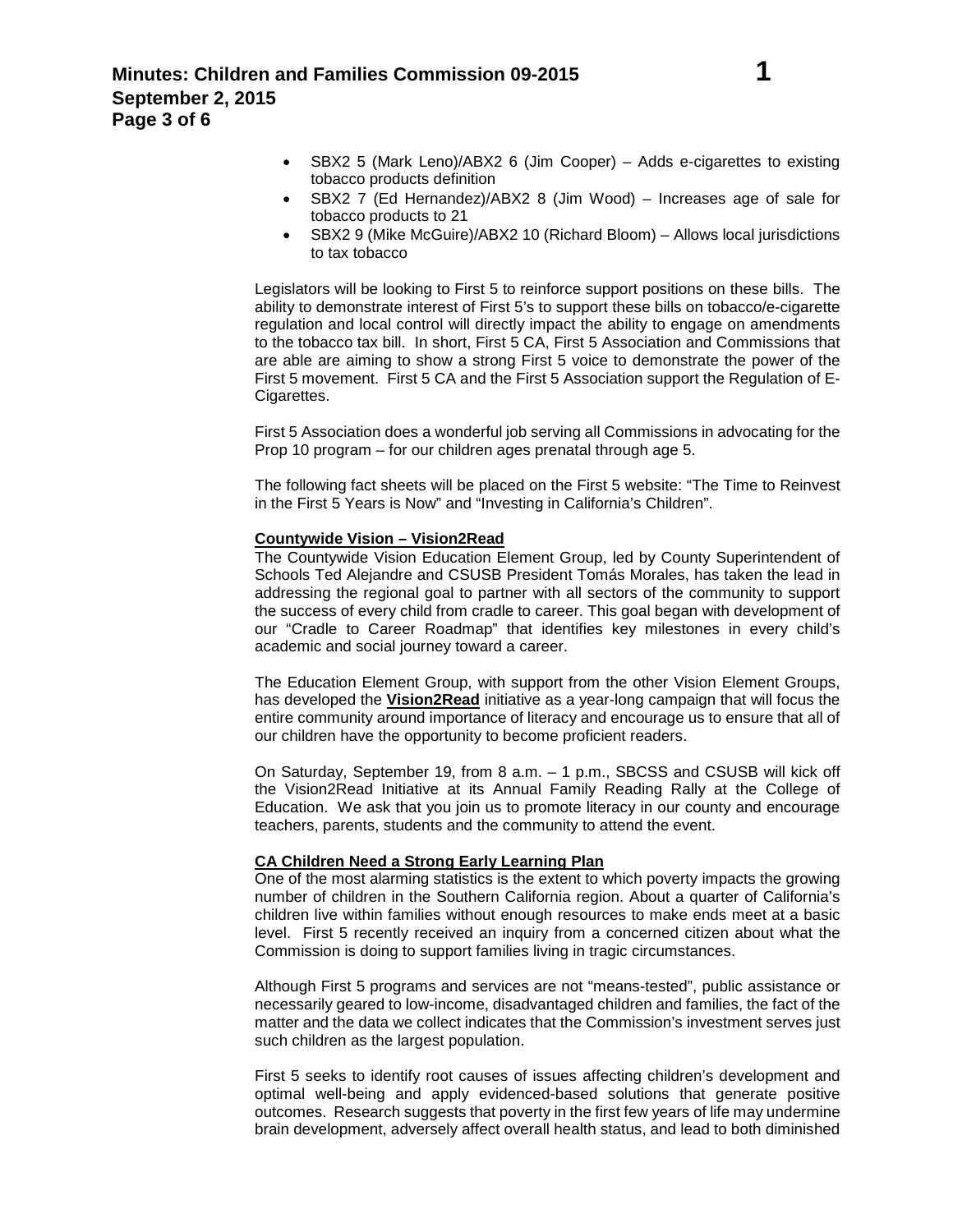- SBX2 5 (Mark Leno)/ABX2 6 (Jim Cooper) – Adds e-cigarettes to existing tobacco products definition
- SBX2 7 (Ed Hernandez)/ABX2 8 (Jim Wood) – Increases age of sale for tobacco products to 21
- SBX2 9 (Mike McGuire)/ABX2 10 (Richard Bloom) – Allows local jurisdictions to tax tobacco

Legislators will be looking to First 5 to reinforce support positions on these bills. The ability to demonstrate interest of First 5's to support these bills on tobacco/e-cigarette regulation and local control will directly impact the ability to engage on amendments to the tobacco tax bill. In short, First 5 CA, First 5 Association and Commissions that are able are aiming to show a strong First 5 voice to demonstrate the power of the First 5 movement. First 5 CA and the First 5 Association support the Regulation of E-Cigarettes.

First 5 Association does a wonderful job serving all Commissions in advocating for the Prop 10 program – for our children ages prenatal through age 5.

The following fact sheets will be placed on the First 5 website: "The Time to Reinvest in the First 5 Years is Now" and "Investing in California's Children".

**Countywide Vision – Vision2Read**

The Countywide Vision Education Element Group, led by County Superintendent of Schools Ted Alejandre and CSUSB President Tomás Morales, has taken the lead in addressing the regional goal to partner with all sectors of the community to support the success of every child from cradle to career. This goal began with development of our "Cradle to Career Roadmap" that identifies key milestones in every child's academic and social journey toward a career.

The Education Element Group, with support from the other Vision Element Groups, has developed the **Vision2Read** initiative as a year-long campaign that will focus the entire community around importance of literacy and encourage us to ensure that all of our children have the opportunity to become proficient readers.

On Saturday, September 19, from 8 a.m. – 1 p.m., SBCSS and CSUSB will kick off the Vision2Read Initiative at its Annual Family Reading Rally at the College of Education. We ask that you join us to promote literacy in our county and encourage teachers, parents, students and the community to attend the event.

**CA Children Need a Strong Early Learning Plan**

One of the most alarming statistics is the extent to which poverty impacts the growing number of children in the Southern California region. About a quarter of California's children live within families without enough resources to make ends meet at a basic level. First 5 recently received an inquiry from a concerned citizen about what the Commission is doing to support families living in tragic circumstances.

Although First 5 programs and services are not "means-tested", public assistance or necessarily geared to low-income, disadvantaged children and families, the fact of the matter and the data we collect indicates that the Commission's investment serves just such children as the largest population.

First 5 seeks to identify root causes of issues affecting children's development and optimal well-being and apply evidenced-based solutions that generate positive outcomes. Research suggests that poverty in the first few years of life may undermine brain development, adversely affect overall health status, and lead to both diminished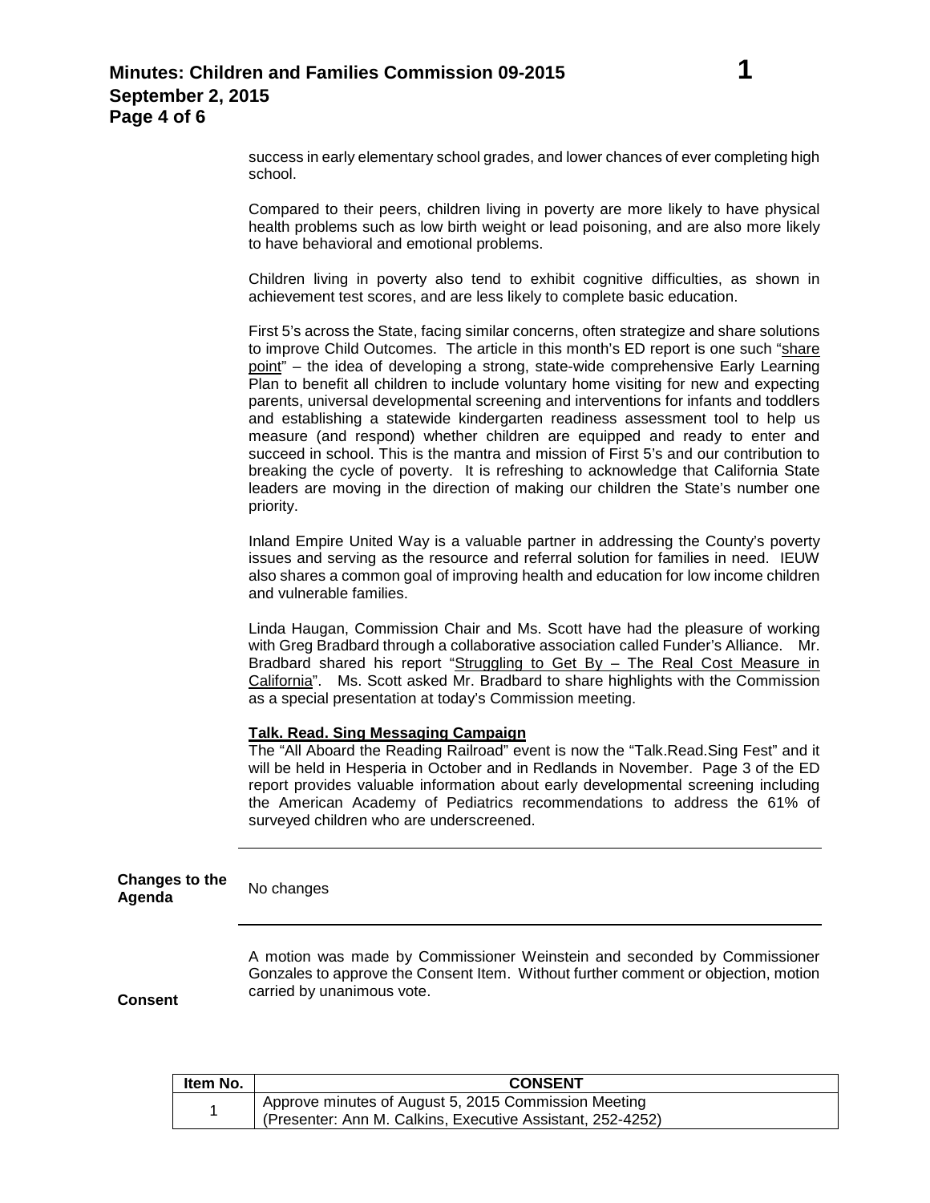success in early elementary school grades, and lower chances of ever completing high school.

Compared to their peers, children living in poverty are more likely to have physical health problems such as low birth weight or lead poisoning, and are also more likely to have behavioral and emotional problems.

Children living in poverty also tend to exhibit cognitive difficulties, as shown in achievement test scores, and are less likely to complete basic education.

First 5's across the State, facing similar concerns, often strategize and share solutions to improve Child Outcomes. The article in this month's ED report is one such "share point" – the idea of developing a strong, state-wide comprehensive Early Learning Plan to benefit all children to include voluntary home visiting for new and expecting parents, universal developmental screening and interventions for infants and toddlers and establishing a statewide kindergarten readiness assessment tool to help us measure (and respond) whether children are equipped and ready to enter and succeed in school. This is the mantra and mission of First 5's and our contribution to breaking the cycle of poverty. It is refreshing to acknowledge that California State leaders are moving in the direction of making our children the State's number one priority.

Inland Empire United Way is a valuable partner in addressing the County's poverty issues and serving as the resource and referral solution for families in need. IEUW also shares a common goal of improving health and education for low income children and vulnerable families.

Linda Haugan, Commission Chair and Ms. Scott have had the pleasure of working with Greg Bradbard through a collaborative association called Funder's Alliance. Mr. Bradbard shared his report "Struggling to Get By – The Real Cost Measure in California". Ms. Scott asked Mr. Bradbard to share highlights with the Commission as a special presentation at today's Commission meeting.

**Talk. Read. Sing Messaging Campaign**

The "All Aboard the Reading Railroad" event is now the "Talk.Read.Sing Fest" and it will be held in Hesperia in October and in Redlands in November. Page 3 of the ED report provides valuable information about early developmental screening including the American Academy of Pediatrics recommendations to address the 61% of surveyed children who are underscreened.

---

**Changes to the Agenda**

No changes

---

**Consent**

A motion was made by Commissioner Weinstein and seconded by Commissioner Gonzales to approve the Consent Item. Without further comment or objection, motion carried by unanimous vote.

| Item No. | CONSENT |
|---|---|
| 1 | Approve minutes of August 5, 2015 Commission Meeting<br>(Presenter: Ann M. Calkins, Executive Assistant, 252-4252) |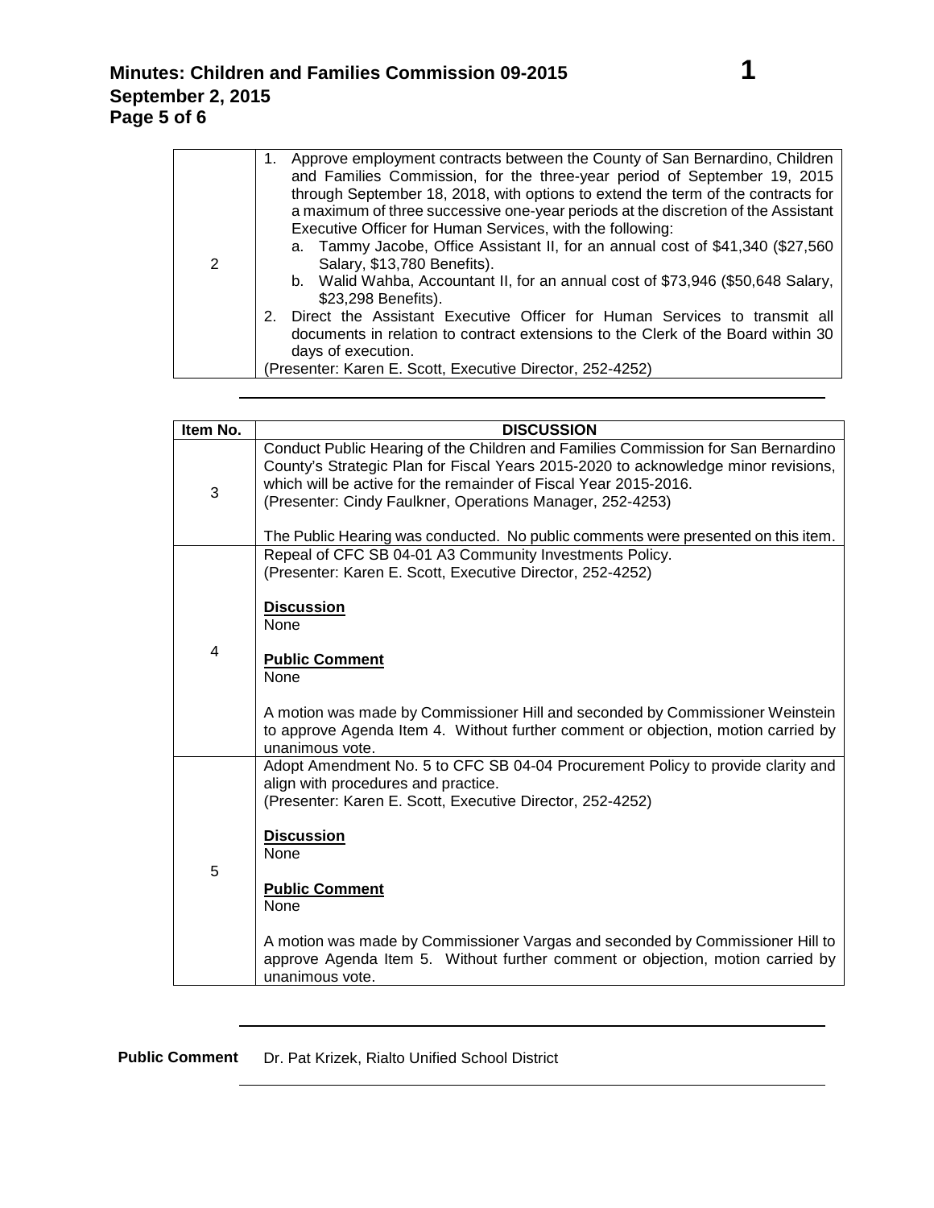| | |
|---|---|
| 2 | 1. Approve employment contracts between the County of San Bernardino, Children and Families Commission, for the three-year period of September 19, 2015 through September 18, 2018, with options to extend the term of the contracts for a maximum of three successive one-year periods at the discretion of the Assistant Executive Officer for Human Services, with the following:<br>a. Tammy Jacobe, Office Assistant II, for an annual cost of $41,340 ($27,560 Salary, $13,780 Benefits).<br>b. Walid Wahba, Accountant II, for an annual cost of $73,946 ($50,648 Salary, $23,298 Benefits).<br>2. Direct the Assistant Executive Officer for Human Services to transmit all documents in relation to contract extensions to the Clerk of the Board within 30 days of execution.<br>(Presenter: Karen E. Scott, Executive Director, 252-4252) |

| Item No. | DISCUSSION |
|---|---|
| 3 | Conduct Public Hearing of the Children and Families Commission for San Bernardino County's Strategic Plan for Fiscal Years 2015-2020 to acknowledge minor revisions, which will be active for the remainder of Fiscal Year 2015-2016.<br>(Presenter: Cindy Faulkner, Operations Manager, 252-4253)<br><br>The Public Hearing was conducted. No public comments were presented on this item. |
| 4 | Repeal of CFC SB 04-01 A3 Community Investments Policy.<br>(Presenter: Karen E. Scott, Executive Director, 252-4252)<br><br>**Discussion**<br>None<br><br>**Public Comment**<br>None<br><br>A motion was made by Commissioner Hill and seconded by Commissioner Weinstein to approve Agenda Item 4. Without further comment or objection, motion carried by unanimous vote. |
| 5 | Adopt Amendment No. 5 to CFC SB 04-04 Procurement Policy to provide clarity and align with procedures and practice.<br>(Presenter: Karen E. Scott, Executive Director, 252-4252)<br><br>**Discussion**<br>None<br><br>**Public Comment**<br>None<br><br>A motion was made by Commissioner Vargas and seconded by Commissioner Hill to approve Agenda Item 5. Without further comment or objection, motion carried by unanimous vote. |

**Public Comment** Dr. Pat Krizek, Rialto Unified School District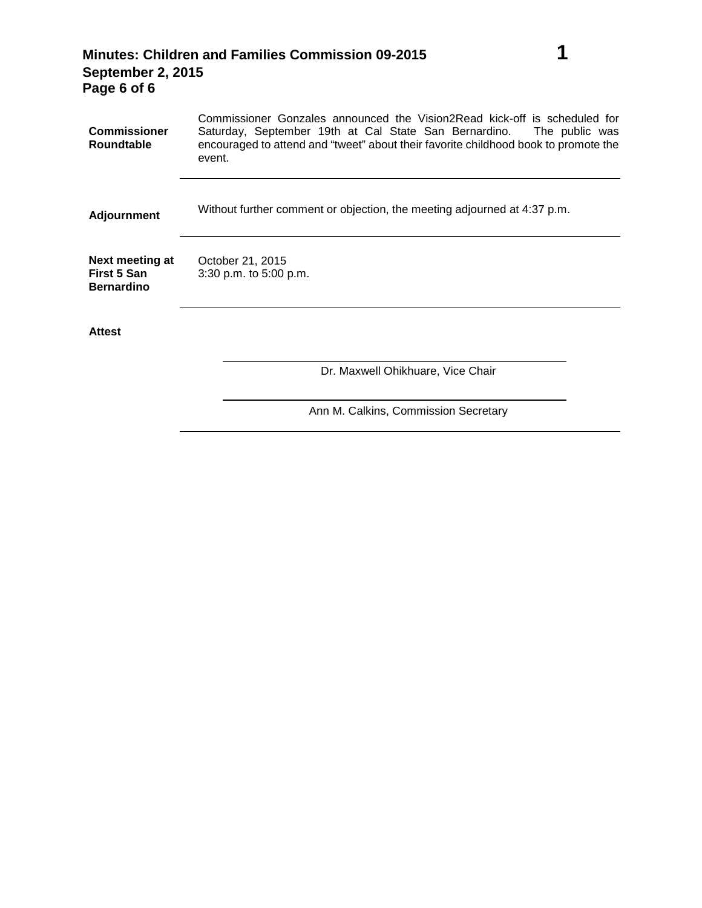**Commissioner Roundtable**

Commissioner Gonzales announced the Vision2Read kick-off is scheduled for Saturday, September 19th at Cal State San Bernardino. The public was encouraged to attend and "tweet" about their favorite childhood book to promote the event.

---

**Adjournment**

Without further comment or objection, the meeting adjourned at 4:37 p.m.

---

**Next meeting at First 5 San Bernardino**

October 21, 2015
3:30 p.m. to 5:00 p.m.

---

**Attest**

\_\_\_\_\_\_\_\_\_\_\_\_\_\_\_\_\_\_\_\_\_\_\_\_\_\_\_\_\_\_\_\_\_\_\_\_\_\_\_\_

Dr. Maxwell Ohikhuare, Vice Chair

\_\_\_\_\_\_\_\_\_\_\_\_\_\_\_\_\_\_\_\_\_\_\_\_\_\_\_\_\_\_\_\_\_\_\_\_\_\_\_\_

Ann M. Calkins, Commission Secretary